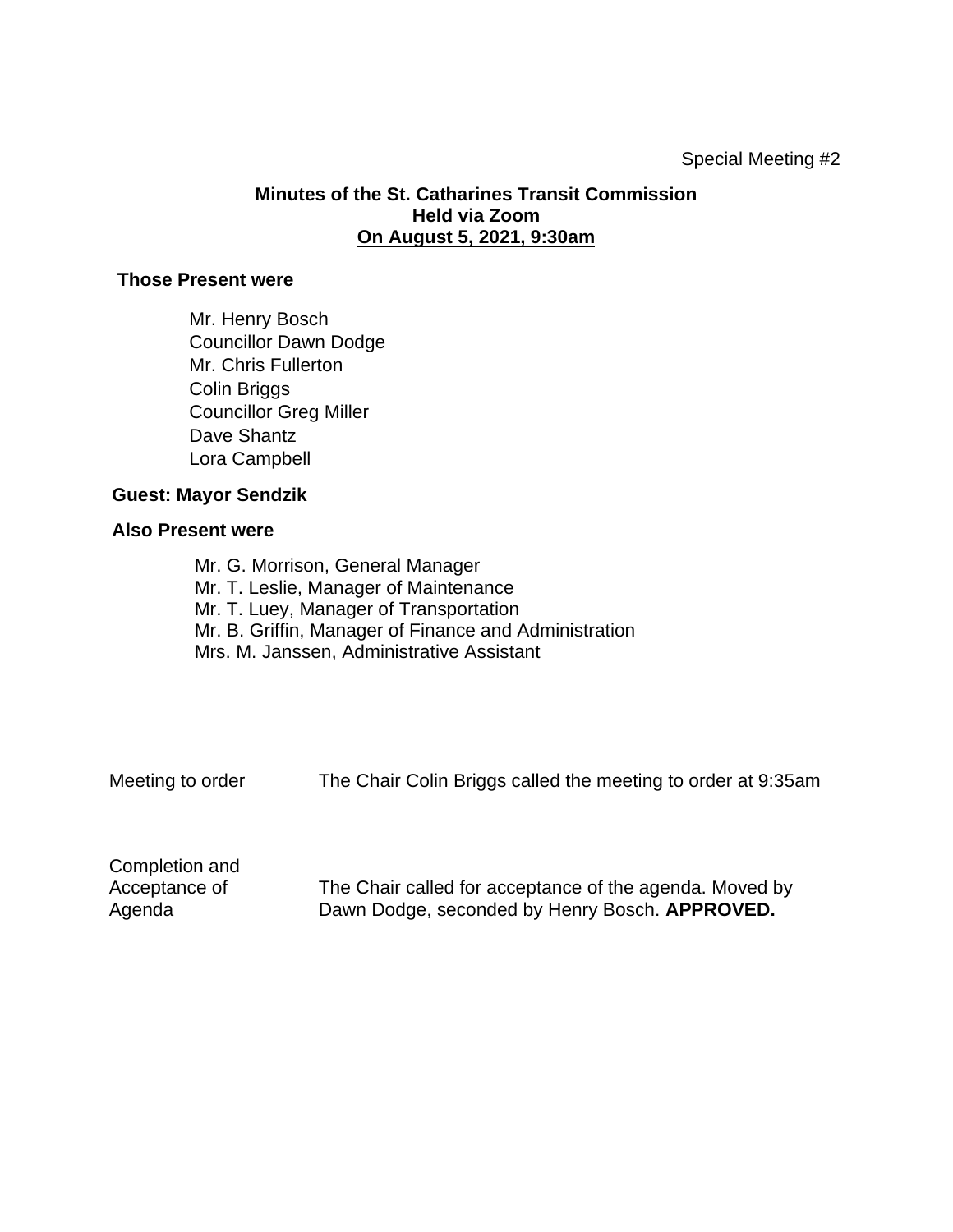Special Meeting #2

**Minutes of the St. Catharines Transit Commission**
**Held via Zoom**
**On August 5, 2021, 9:30am**

**Those Present were**

Mr. Henry Bosch
Councillor Dawn Dodge
Mr. Chris Fullerton
Colin Briggs
Councillor Greg Miller
Dave Shantz
Lora Campbell

**Guest: Mayor Sendzik**

**Also Present were**

Mr. G. Morrison, General Manager
Mr. T. Leslie, Manager of Maintenance
Mr. T. Luey, Manager of Transportation
Mr. B. Griffin, Manager of Finance and Administration
Mrs. M. Janssen, Administrative Assistant

| | |
|---|---|
| Meeting to order | The Chair Colin Briggs called the meeting to order at 9:35am |
| Completion and Acceptance of Agenda | The Chair called for acceptance of the agenda. Moved by Dawn Dodge, seconded by Henry Bosch. **APPROVED.** |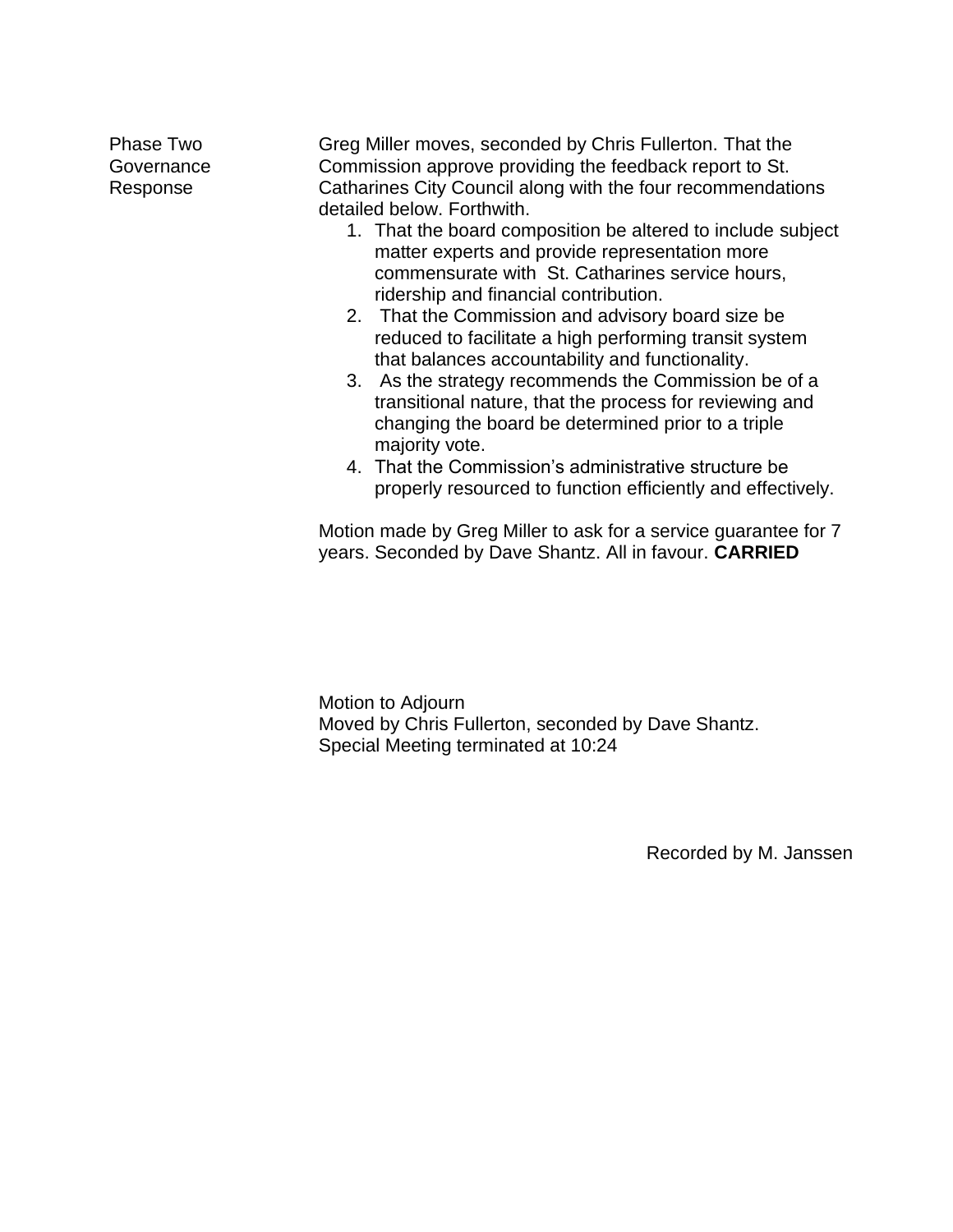Phase Two Governance Response

Greg Miller moves, seconded by Chris Fullerton. That the Commission approve providing the feedback report to St. Catharines City Council along with the four recommendations detailed below. Forthwith.

1. That the board composition be altered to include subject matter experts and provide representation more commensurate with St. Catharines service hours, ridership and financial contribution.
2. That the Commission and advisory board size be reduced to facilitate a high performing transit system that balances accountability and functionality.
3. As the strategy recommends the Commission be of a transitional nature, that the process for reviewing and changing the board be determined prior to a triple majority vote.
4. That the Commission's administrative structure be properly resourced to function efficiently and effectively.

Motion made by Greg Miller to ask for a service guarantee for 7 years. Seconded by Dave Shantz. All in favour. **CARRIED**

Motion to Adjourn
Moved by Chris Fullerton, seconded by Dave Shantz.
Special Meeting terminated at 10:24

Recorded by M. Janssen